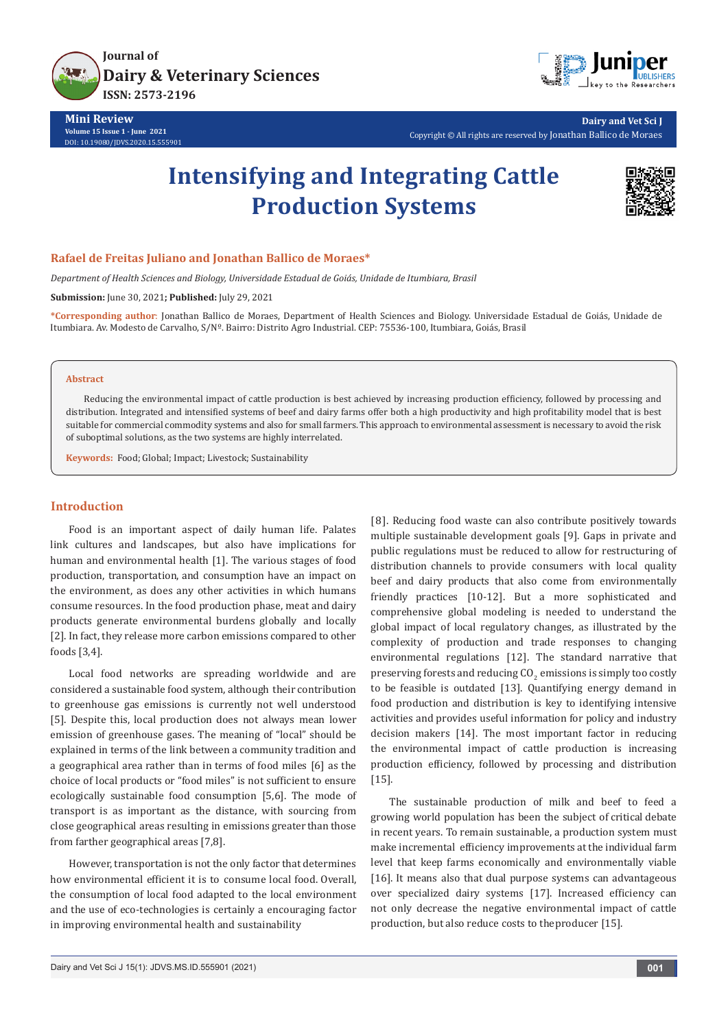# Intensifying and Integrating Cattle Production Systems

**Rafael de Freitas Juliano and Jonathan Ballico de Moraes***

*Department of Health Sciences and Biology, Universidade Estadual de Goiás, Unidade de Itumbiara, Brasil*

**Submission:** June 30, 2021**; Published:** July 29, 2021

***Corresponding author:** Jonathan Ballico de Moraes, Department of Health Sciences and Biology. Universidade Estadual de Goiás, Unidade de Itumbiara. Av. Modesto de Carvalho, S/Nº. Bairro: Distrito Agro Industrial. CEP: 75536-100, Itumbiara, Goiás, Brasil

## Abstract

Reducing the environmental impact of cattle production is best achieved by increasing production efficiency, followed by processing and distribution. Integrated and intensified systems of beef and dairy farms offer both a high productivity and high profitability model that is best suitable for commercial commodity systems and also for small farmers. This approach to environmental assessment is necessary to avoid the risk of suboptimal solutions, as the two systems are highly interrelated.

**Keywords:** Food; Global; Impact; Livestock; Sustainability

## Introduction

Food is an important aspect of daily human life. Palates link cultures and landscapes, but also have implications for human and environmental health [1]. The various stages of food production, transportation, and consumption have an impact on the environment, as does any other activities in which humans consume resources. In the food production phase, meat and dairy products generate environmental burdens globally and locally [2]. In fact, they release more carbon emissions compared to other foods [3,4].

Local food networks are spreading worldwide and are considered a sustainable food system, although their contribution to greenhouse gas emissions is currently not well understood [5]. Despite this, local production does not always mean lower emission of greenhouse gases. The meaning of "local" should be explained in terms of the link between a community tradition and a geographical area rather than in terms of food miles [6] as the choice of local products or "food miles" is not sufficient to ensure ecologically sustainable food consumption [5,6]. The mode of transport is as important as the distance, with sourcing from close geographical areas resulting in emissions greater than those from farther geographical areas [7,8].

However, transportation is not the only factor that determines how environmental efficient it is to consume local food. Overall, the consumption of local food adapted to the local environment and the use of eco-technologies is certainly a encouraging factor in improving environmental health and sustainability [8]. Reducing food waste can also contribute positively towards multiple sustainable development goals [9]. Gaps in private and public regulations must be reduced to allow for restructuring of distribution channels to provide consumers with local quality beef and dairy products that also come from environmentally friendly practices [10-12]. But a more sophisticated and comprehensive global modeling is needed to understand the global impact of local regulatory changes, as illustrated by the complexity of production and trade responses to changing environmental regulations [12]. The standard narrative that preserving forests and reducing $CO_2$ emissions is simply too costly to be feasible is outdated [13]. Quantifying energy demand in food production and distribution is key to identifying intensive activities and provides useful information for policy and industry decision makers [14]. The most important factor in reducing the environmental impact of cattle production is increasing production efficiency, followed by processing and distribution [15].

The sustainable production of milk and beef to feed a growing world population has been the subject of critical debate in recent years. To remain sustainable, a production system must make incremental efficiency improvements at the individual farm level that keep farms economically and environmentally viable [16]. It means also that dual purpose systems can advantageous over specialized dairy systems [17]. Increased efficiency can not only decrease the negative environmental impact of cattle production, but also reduce costs to the producer [15].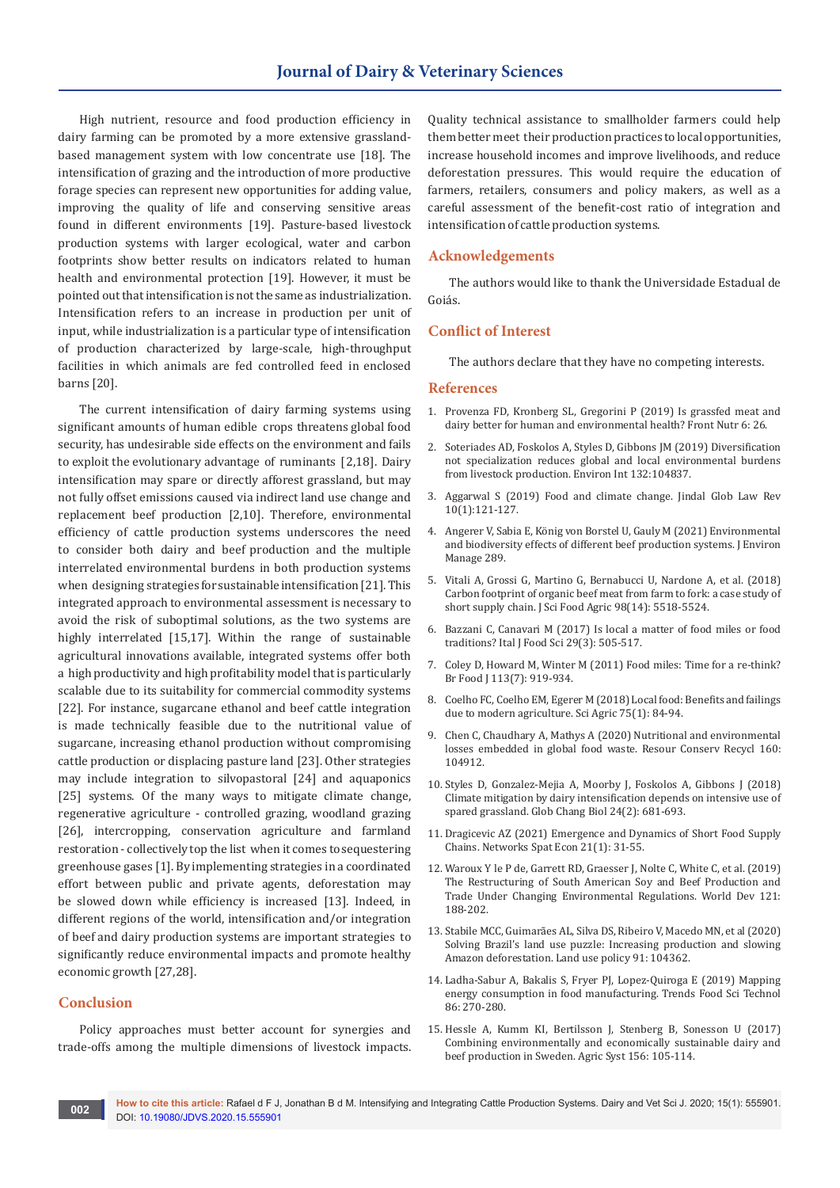High nutrient, resource and food production efficiency in dairy farming can be promoted by a more extensive grassland-based management system with low concentrate use [18]. The intensification of grazing and the introduction of more productive forage species can represent new opportunities for adding value, improving the quality of life and conserving sensitive areas found in different environments [19]. Pasture-based livestock production systems with larger ecological, water and carbon footprints show better results on indicators related to human health and environmental protection [19]. However, it must be pointed out that intensification is not the same as industrialization. Intensification refers to an increase in production per unit of input, while industrialization is a particular type of intensification of production characterized by large-scale, high-throughput facilities in which animals are fed controlled feed in enclosed barns [20].

The current intensification of dairy farming systems using significant amounts of human edible crops threatens global food security, has undesirable side effects on the environment and fails to exploit the evolutionary advantage of ruminants [2,18]. Dairy intensification may spare or directly afforest grassland, but may not fully offset emissions caused via indirect land use change and replacement beef production [2,10]. Therefore, environmental efficiency of cattle production systems underscores the need to consider both dairy and beef production and the multiple interrelated environmental burdens in both production systems when designing strategies for sustainable intensification [21]. This integrated approach to environmental assessment is necessary to avoid the risk of suboptimal solutions, as the two systems are highly interrelated [15,17]. Within the range of sustainable agricultural innovations available, integrated systems offer both a high productivity and high profitability model that is particularly scalable due to its suitability for commercial commodity systems [22]. For instance, sugarcane ethanol and beef cattle integration is made technically feasible due to the nutritional value of sugarcane, increasing ethanol production without compromising cattle production or displacing pasture land [23]. Other strategies may include integration to silvopastoral [24] and aquaponics [25] systems. Of the many ways to mitigate climate change, regenerative agriculture - controlled grazing, woodland grazing [26], intercropping, conservation agriculture and farmland restoration - collectively top the list when it comes to sequestering greenhouse gases [1]. By implementing strategies in a coordinated effort between public and private agents, deforestation may be slowed down while efficiency is increased [13]. Indeed, in different regions of the world, intensification and/or integration of beef and dairy production systems are important strategies to significantly reduce environmental impacts and promote healthy economic growth [27,28].

## Conclusion

Policy approaches must better account for synergies and trade-offs among the multiple dimensions of livestock impacts. Quality technical assistance to smallholder farmers could help them better meet their production practices to local opportunities, increase household incomes and improve livelihoods, and reduce deforestation pressures. This would require the education of farmers, retailers, consumers and policy makers, as well as a careful assessment of the benefit-cost ratio of integration and intensification of cattle production systems.

## Acknowledgements

The authors would like to thank the Universidade Estadual de Goiás.

## Conflict of Interest

The authors declare that they have no competing interests.

## References

1. Provenza FD, Kronberg SL, Gregorini P (2019) Is grassfed meat and dairy better for human and environmental health? Front Nutr 6: 26.
2. Soteriades AD, Foskolos A, Styles D, Gibbons JM (2019) Diversification not specialization reduces global and local environmental burdens from livestock production. Environ Int 132:104837.
3. Aggarwal S (2019) Food and climate change. Jindal Glob Law Rev 10(1):121-127.
4. Angerer V, Sabia E, König von Borstel U, Gauly M (2021) Environmental and biodiversity effects of different beef production systems. J Environ Manage 289.
5. Vitali A, Grossi G, Martino G, Bernabucci U, Nardone A, et al. (2018) Carbon footprint of organic beef meat from farm to fork: a case study of short supply chain. J Sci Food Agric 98(14): 5518-5524.
6. Bazzani C, Canavari M (2017) Is local a matter of food miles or food traditions? Ital J Food Sci 29(3): 505-517.
7. Coley D, Howard M, Winter M (2011) Food miles: Time for a re-think? Br Food J 113(7): 919-934.
8. Coelho FC, Coelho EM, Egerer M (2018) Local food: Benefits and failings due to modern agriculture. Sci Agric 75(1): 84-94.
9. Chen C, Chaudhary A, Mathys A (2020) Nutritional and environmental losses embedded in global food waste. Resour Conserv Recycl 160: 104912.
10. Styles D, Gonzalez-Mejia A, Moorby J, Foskolos A, Gibbons J (2018) Climate mitigation by dairy intensification depends on intensive use of spared grassland. Glob Chang Biol 24(2): 681-693.
11. Dragicevic AZ (2021) Emergence and Dynamics of Short Food Supply Chains. Networks Spat Econ 21(1): 31-55.
12. Waroux Y le P de, Garrett RD, Graesser J, Nolte C, White C, et al. (2019) The Restructuring of South American Soy and Beef Production and Trade Under Changing Environmental Regulations. World Dev 121: 188-202.
13. Stabile MCC, Guimarães AL, Silva DS, Ribeiro V, Macedo MN, et al (2020) Solving Brazil's land use puzzle: Increasing production and slowing Amazon deforestation. Land use policy 91: 104362.
14. Ladha-Sabur A, Bakalis S, Fryer PJ, Lopez-Quiroga E (2019) Mapping energy consumption in food manufacturing. Trends Food Sci Technol 86: 270-280.
15. Hessle A, Kumm KI, Bertilsson J, Stenberg B, Sonesson U (2017) Combining environmentally and economically sustainable dairy and beef production in Sweden. Agric Syst 156: 105-114.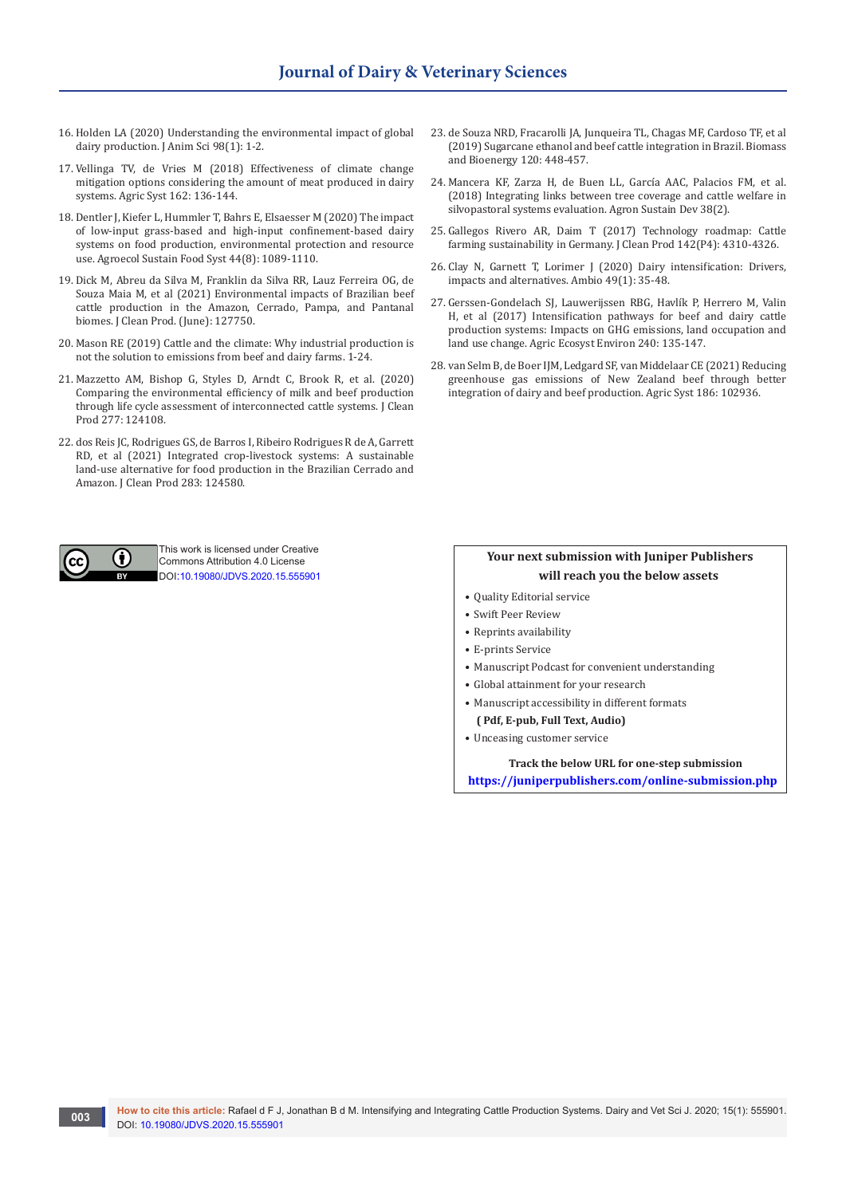16. Holden LA (2020) Understanding the environmental impact of global dairy production. J Anim Sci 98(1): 1-2.
17. Vellinga TV, de Vries M (2018) Effectiveness of climate change mitigation options considering the amount of meat produced in dairy systems. Agric Syst 162: 136-144.
18. Dentler J, Kiefer L, Hummler T, Bahrs E, Elsaesser M (2020) The impact of low-input grass-based and high-input confinement-based dairy systems on food production, environmental protection and resource use. Agroecol Sustain Food Syst 44(8): 1089-1110.
19. Dick M, Abreu da Silva M, Franklin da Silva RR, Lauz Ferreira OG, de Souza Maia M, et al (2021) Environmental impacts of Brazilian beef cattle production in the Amazon, Cerrado, Pampa, and Pantanal biomes. J Clean Prod. (June): 127750.
20. Mason RE (2019) Cattle and the climate: Why industrial production is not the solution to emissions from beef and dairy farms. 1-24.
21. Mazzetto AM, Bishop G, Styles D, Arndt C, Brook R, et al. (2020) Comparing the environmental efficiency of milk and beef production through life cycle assessment of interconnected cattle systems. J Clean Prod 277: 124108.
22. dos Reis JC, Rodrigues GS, de Barros I, Ribeiro Rodrigues R de A, Garrett RD, et al (2021) Integrated crop-livestock systems: A sustainable land-use alternative for food production in the Brazilian Cerrado and Amazon. J Clean Prod 283: 124580.
23. de Souza NRD, Fracarolli JA, Junqueira TL, Chagas MF, Cardoso TF, et al (2019) Sugarcane ethanol and beef cattle integration in Brazil. Biomass and Bioenergy 120: 448-457.
24. Mancera KF, Zarza H, de Buen LL, García AAC, Palacios FM, et al. (2018) Integrating links between tree coverage and cattle welfare in silvopastoral systems evaluation. Agron Sustain Dev 38(2).
25. Gallegos Rivero AR, Daim T (2017) Technology roadmap: Cattle farming sustainability in Germany. J Clean Prod 142(P4): 4310-4326.
26. Clay N, Garnett T, Lorimer J (2020) Dairy intensification: Drivers, impacts and alternatives. Ambio 49(1): 35-48.
27. Gerssen-Gondelach SJ, Lauwerijssen RBG, Havlík P, Herrero M, Valin H, et al (2017) Intensification pathways for beef and dairy cattle production systems: Impacts on GHG emissions, land occupation and land use change. Agric Ecosyst Environ 240: 135-147.
28. van Selm B, de Boer IJM, Ledgard SF, van Middelaar CE (2021) Reducing greenhouse gas emissions of New Zealand beef through better integration of dairy and beef production. Agric Syst 186: 102936.

This work is licensed under Creative Commons Attribution 4.0 License
DOI:10.19080/JDVS.2020.15.555901

**Your next submission with Juniper Publishers will reach you the below assets**

- Quality Editorial service
- Swift Peer Review
- Reprints availability
- E-prints Service
- Manuscript Podcast for convenient understanding
- Global attainment for your research
- Manuscript accessibility in different formats
  **( Pdf, E-pub, Full Text, Audio)**
- Unceasing customer service

**Track the below URL for one-step submission**
**https://juniperpublishers.com/online-submission.php**

**How to cite this article:** Rafael d F J, Jonathan B d M. Intensifying and Integrating Cattle Production Systems. Dairy and Vet Sci J. 2020; 15(1): 555901. DOI: 10.19080/JDVS.2020.15.555901